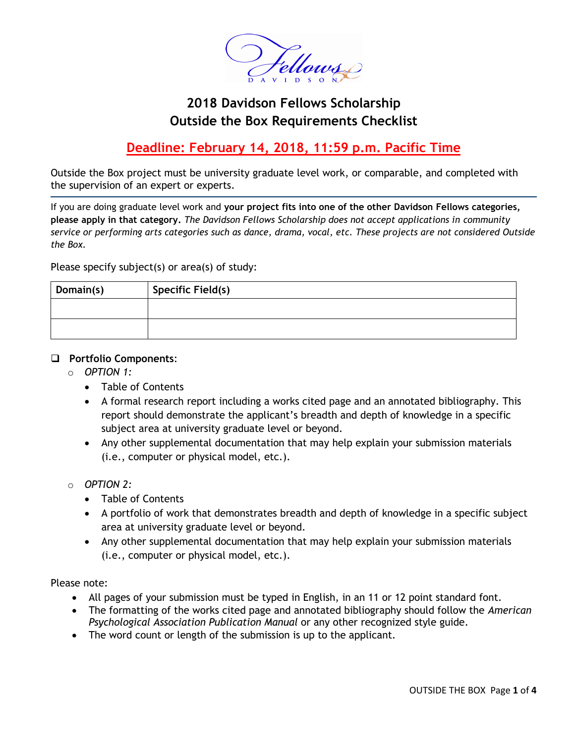# 2018 Davidson Fellows Scholarship
# Outside the Box Requirements Checklist

## Deadline: February 14, 2018, 11:59 p.m. Pacific Time

Outside the Box project must be university graduate level work, or comparable, and completed with the supervision of an expert or experts.

---

If you are doing graduate level work and **your project fits into one of the other Davidson Fellows categories, please apply in that category.** *The Davidson Fellows Scholarship does not accept applications in community service or performing arts categories such as dance, drama, vocal, etc. These projects are not considered Outside the Box.*

Please specify subject(s) or area(s) of study:

| Domain(s) | Specific Field(s) |
|---|---|
| | |
| | |

- ❑ **Portfolio Components**:
  - *OPTION 1:*
    - Table of Contents
    - A formal research report including a works cited page and an annotated bibliography. This report should demonstrate the applicant's breadth and depth of knowledge in a specific subject area at university graduate level or beyond.
    - Any other supplemental documentation that may help explain your submission materials (i.e., computer or physical model, etc.).
  - *OPTION 2:*
    - Table of Contents
    - A portfolio of work that demonstrates breadth and depth of knowledge in a specific subject area at university graduate level or beyond.
    - Any other supplemental documentation that may help explain your submission materials (i.e., computer or physical model, etc.).

Please note:

- All pages of your submission must be typed in English, in an 11 or 12 point standard font.
- The formatting of the works cited page and annotated bibliography should follow the *American Psychological Association Publication Manual* or any other recognized style guide.
- The word count or length of the submission is up to the applicant.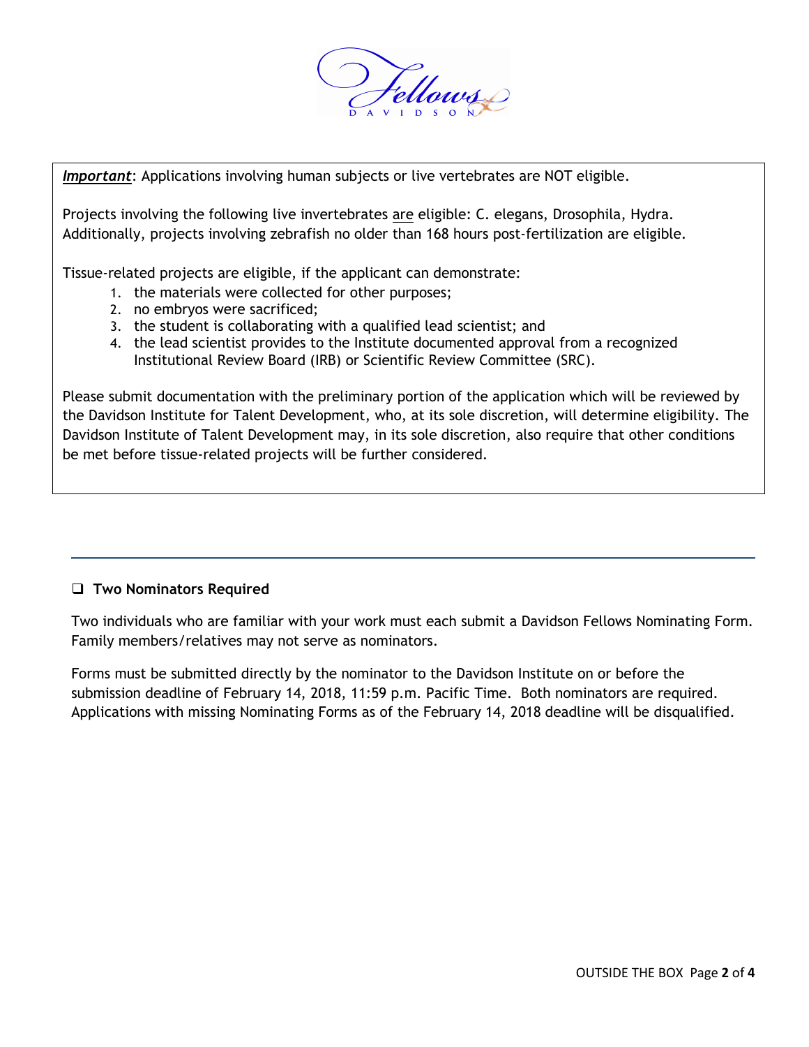***Important***: Applications involving human subjects or live vertebrates are NOT eligible.

Projects involving the following live invertebrates are eligible: C. elegans, Drosophila, Hydra. Additionally, projects involving zebrafish no older than 168 hours post-fertilization are eligible.

Tissue-related projects are eligible, if the applicant can demonstrate:

1. the materials were collected for other purposes;
2. no embryos were sacrificed;
3. the student is collaborating with a qualified lead scientist; and
4. the lead scientist provides to the Institute documented approval from a recognized Institutional Review Board (IRB) or Scientific Review Committee (SRC).

Please submit documentation with the preliminary portion of the application which will be reviewed by the Davidson Institute for Talent Development, who, at its sole discretion, will determine eligibility. The Davidson Institute of Talent Development may, in its sole discretion, also require that other conditions be met before tissue-related projects will be further considered.

---

- [ ] **Two Nominators Required**

Two individuals who are familiar with your work must each submit a Davidson Fellows Nominating Form. Family members/relatives may not serve as nominators.

Forms must be submitted directly by the nominator to the Davidson Institute on or before the submission deadline of February 14, 2018, 11:59 p.m. Pacific Time. Both nominators are required. Applications with missing Nominating Forms as of the February 14, 2018 deadline will be disqualified.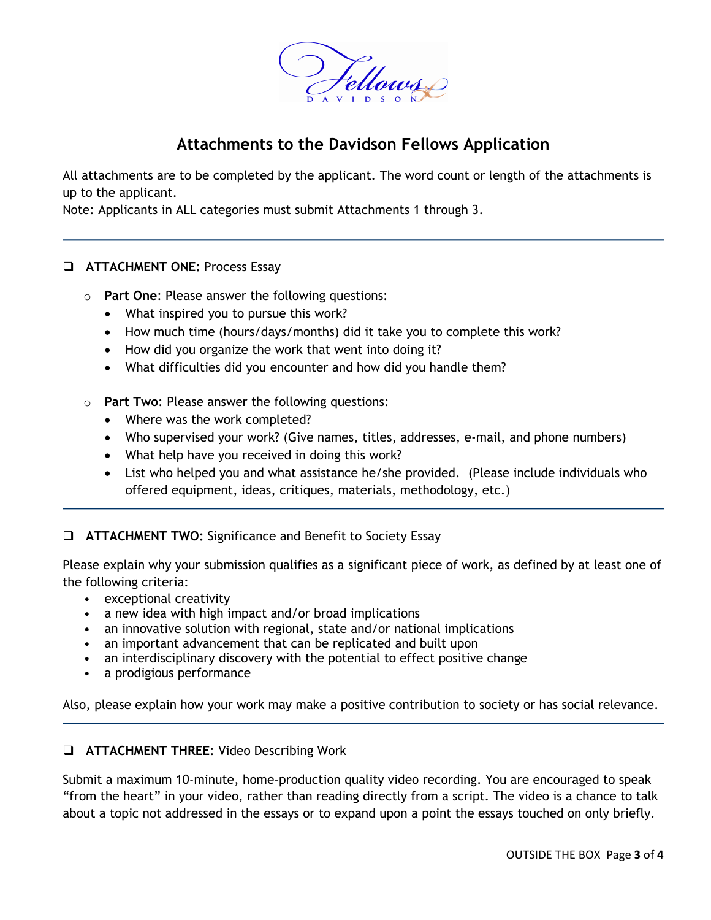# Attachments to the Davidson Fellows Application

All attachments are to be completed by the applicant. The word count or length of the attachments is up to the applicant.
Note: Applicants in ALL categories must submit Attachments 1 through 3.

---

- [ ] **ATTACHMENT ONE:** Process Essay

  - **Part One**: Please answer the following questions:
    - What inspired you to pursue this work?
    - How much time (hours/days/months) did it take you to complete this work?
    - How did you organize the work that went into doing it?
    - What difficulties did you encounter and how did you handle them?

  - **Part Two**: Please answer the following questions:
    - Where was the work completed?
    - Who supervised your work? (Give names, titles, addresses, e-mail, and phone numbers)
    - What help have you received in doing this work?
    - List who helped you and what assistance he/she provided. (Please include individuals who offered equipment, ideas, critiques, materials, methodology, etc.)

---

- [ ] **ATTACHMENT TWO:** Significance and Benefit to Society Essay

Please explain why your submission qualifies as a significant piece of work, as defined by at least one of the following criteria:

- exceptional creativity
- a new idea with high impact and/or broad implications
- an innovative solution with regional, state and/or national implications
- an important advancement that can be replicated and built upon
- an interdisciplinary discovery with the potential to effect positive change
- a prodigious performance

Also, please explain how your work may make a positive contribution to society or has social relevance.

---

- [ ] **ATTACHMENT THREE**: Video Describing Work

Submit a maximum 10-minute, home-production quality video recording. You are encouraged to speak "from the heart" in your video, rather than reading directly from a script. The video is a chance to talk about a topic not addressed in the essays or to expand upon a point the essays touched on only briefly.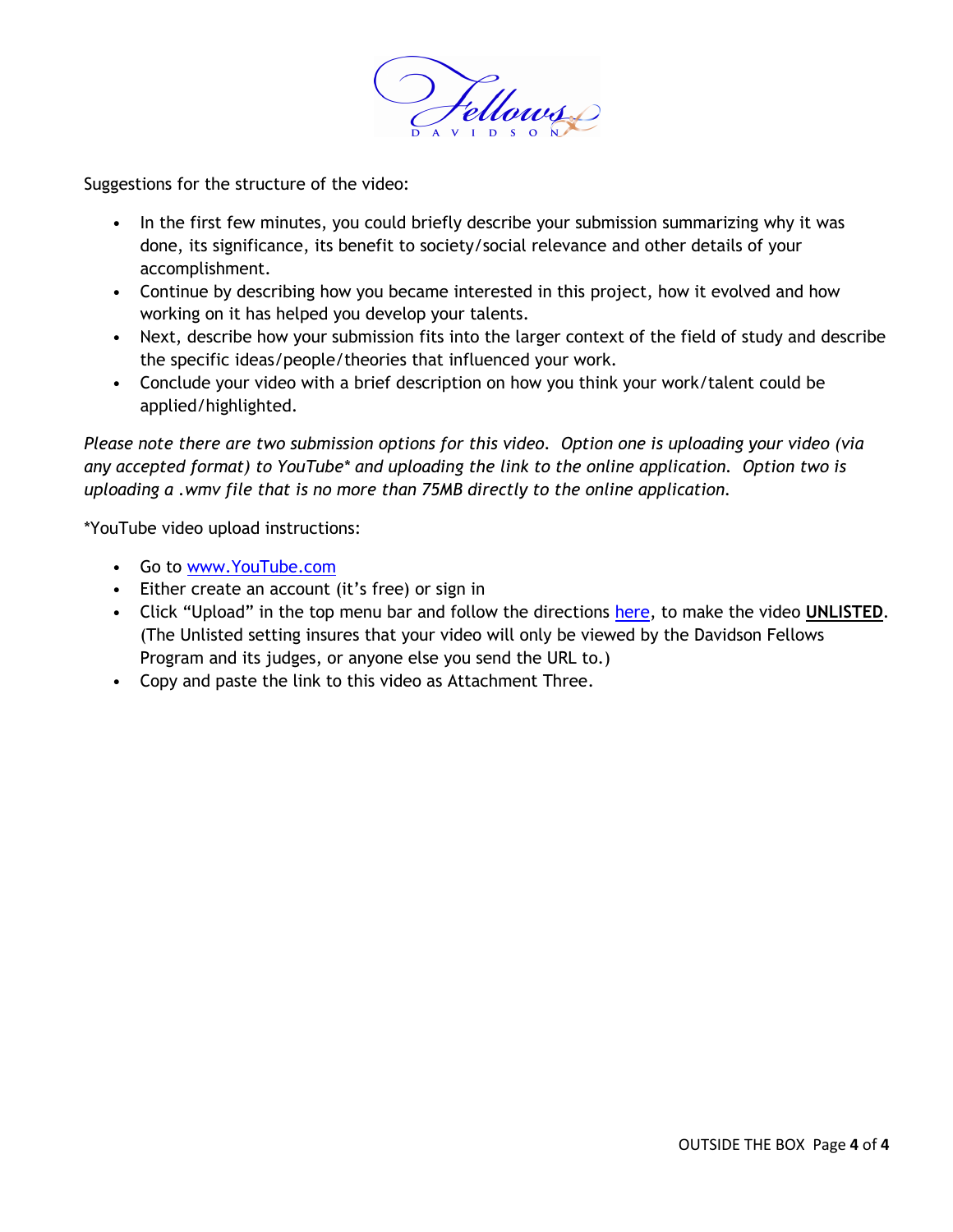Suggestions for the structure of the video:

- In the first few minutes, you could briefly describe your submission summarizing why it was done, its significance, its benefit to society/social relevance and other details of your accomplishment.
- Continue by describing how you became interested in this project, how it evolved and how working on it has helped you develop your talents.
- Next, describe how your submission fits into the larger context of the field of study and describe the specific ideas/people/theories that influenced your work.
- Conclude your video with a brief description on how you think your work/talent could be applied/highlighted.

*Please note there are two submission options for this video. Option one is uploading your video (via any accepted format) to YouTube* and uploading the link to the online application. Option two is uploading a .wmv file that is no more than 75MB directly to the online application.*

*YouTube video upload instructions:

- Go to [www.YouTube.com](www.YouTube.com)
- Either create an account (it's free) or sign in
- Click "Upload" in the top menu bar and follow the directions [here](), to make the video **UNLISTED**. (The Unlisted setting insures that your video will only be viewed by the Davidson Fellows Program and its judges, or anyone else you send the URL to.)
- Copy and paste the link to this video as Attachment Three.